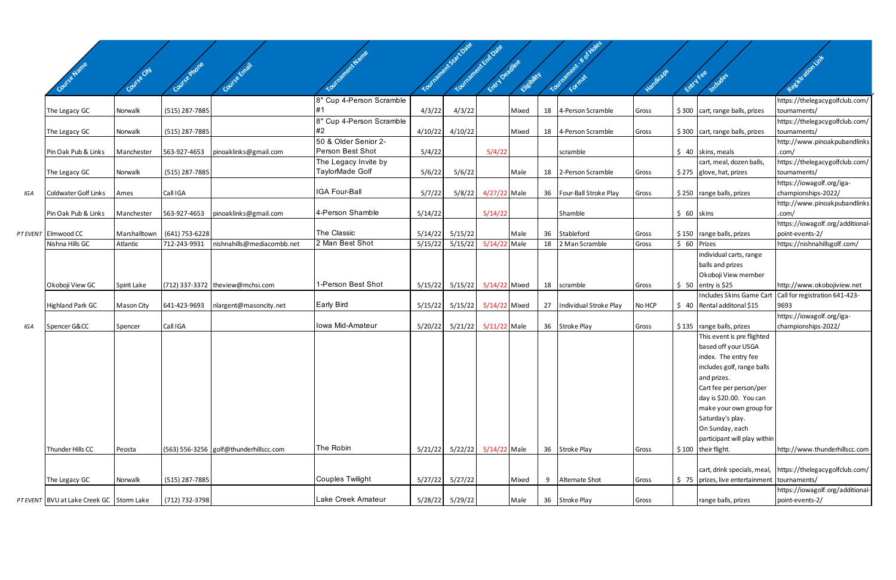| | Course Name | Course City | Course Phone | Course Email | Tournament Name | Tournament Start Date | Tournament End Date | Entry Deadline | Eligibility | Tournament - # of Holes | Format | Handicaps | Entry Fee | Includes | Registration Link |
|---|---|---|---|---|---|---|---|---|---|---|---|---|---|---|---|
| | The Legacy GC | Norwalk | (515) 287-7885 | | 8" Cup 4-Person Scramble #1 | 4/3/22 | 4/3/22 | | Mixed | 18 | 4-Person Scramble | Gross | $ 300 | cart, range balls, prizes | https://thelegacygolfclub.com/tournaments/ |
| | The Legacy GC | Norwalk | (515) 287-7885 | | 8" Cup 4-Person Scramble #2 | 4/10/22 | 4/10/22 | | Mixed | 18 | 4-Person Scramble | Gross | $ 300 | cart, range balls, prizes | https://thelegacygolfclub.com/tournaments/ |
| | Pin Oak Pub & Links | Manchester | 563-927-4653 | pinoaklinks@gmail.com | 50 & Older Senior 2-Person Best Shot | 5/4/22 | | 5/4/22 | | | scramble | | $ 40 | skins, meals | http://www.pinoakpubandlinks.com/ |
| | The Legacy GC | Norwalk | (515) 287-7885 | | The Legacy Invite by TaylorMade Golf | 5/6/22 | 5/6/22 | | Male | 18 | 2-Person Scramble | Gross | $ 275 | cart, meal, dozen balls, glove, hat, prizes | https://thelegacygolfclub.com/tournaments/ |
| IGA | Coldwater Golf Links | Ames | Call IGA | | IGA Four-Ball | 5/7/22 | 5/8/22 | 4/27/22 | Male | 36 | Four-Ball Stroke Play | Gross | $ 250 | range balls, prizes | https://iowagolf.org/iga-championships-2022/ |
| | Pin Oak Pub & Links | Manchester | 563-927-4653 | pinoaklinks@gmail.com | 4-Person Shamble | 5/14/22 | | 5/14/22 | | | Shamble | | $ 60 | skins | http://www.pinoakpubandlinks.com/ |
| PT EVENT | Elmwood CC | Marshalltown | (641) 753-6228 | | The Classic | 5/14/22 | 5/15/22 | | Male | 36 | Stableford | Gross | $ 150 | range balls, prizes | https://iowagolf.org/additional-point-events-2/ |
| | Nishna Hills GC | Atlantic | 712-243-9931 | nishnahills@mediacombb.net | 2 Man Best Shot | 5/15/22 | 5/15/22 | 5/14/22 | Male | 18 | 2 Man Scramble | Gross | $ 60 | Prizes | https://nishnahillsgolf.com/ |
| | Okoboji View GC | Spirit Lake | (712) 337-3372 | theview@mchsi.com | 1-Person Best Shot | 5/15/22 | 5/15/22 | 5/14/22 | Mixed | 18 | scramble | Gross | $ 50 | individual carts, range balls and prizes Okoboji View member entry is $25 | http://www.okobojiview.net |
| | Highland Park GC | Mason City | 641-423-9693 | nlargent@masoncity.net | Early Bird | 5/15/22 | 5/15/22 | 5/14/22 | Mixed | 27 | Individual Stroke Play | No HCP | $ 40 | Includes Skins Game Cart Rental additonal $15 | Call for registration 641-423-9693 |
| IGA | Spencer G&CC | Spencer | Call IGA | | Iowa Mid-Amateur | 5/20/22 | 5/21/22 | 5/11/22 | Male | 36 | Stroke Play | Gross | $ 135 | range balls, prizes | https://iowagolf.org/iga-championships-2022/ |
| | Thunder Hills CC | Peosta | (563) 556-3256 | golf@thunderhillscc.com | The Robin | 5/21/22 | 5/22/22 | 5/14/22 | Male | 36 | Stroke Play | Gross | $ 100 | This event is pre flighted based off your USGA index. The entry fee includes golf, range balls and prizes. Cart fee per person/per day is $20.00. You can make your own group for Saturday's play. On Sunday, each participant will play within their flight. | http://www.thunderhillscc.com |
| | The Legacy GC | Norwalk | (515) 287-7885 | | Couples Twilight | 5/27/22 | 5/27/22 | | Mixed | 9 | Alternate Shot | Gross | $ 75 | cart, drink specials, meal, prizes, live entertainment | https://thelegacygolfclub.com/tournaments/ |
| PT EVENT | BVU at Lake Creek GC | Storm Lake | (712) 732-3798 | | Lake Creek Amateur | 5/28/22 | 5/29/22 | | Male | 36 | Stroke Play | Gross | | range balls, prizes | https://iowagolf.org/additional-point-events-2/ |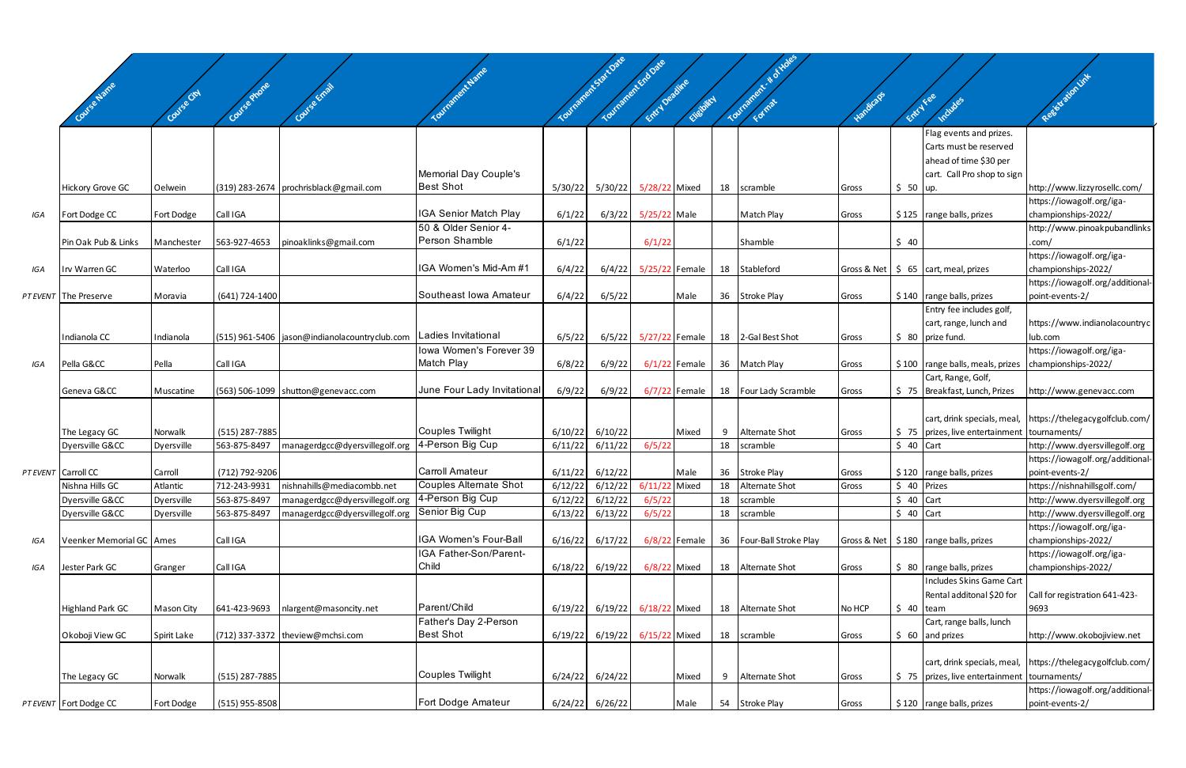| | Course Name | Course City | Course Phone | Course Email | Tournament Name | Tournament Start Date | Tournament End Date | Entry Deadline | Eligibility | Tournament - # of Holes | Format | Handicaps | Entry Fee | Includes | Registration Link |
|---|---|---|---|---|---|---|---|---|---|---|---|---|---|---|---|
| | Hickory Grove GC | Oelwein | (319) 283-2674 | prochrisblack@gmail.com | Memorial Day Couple's Best Shot | 5/30/22 | 5/30/22 | 5/28/22 | Mixed | 18 | scramble | Gross | $ 50 | Flag events and prizes. Carts must be reserved ahead of time $30 per cart. Call Pro shop to sign up. | http://www.lizzyrosellc.com/ |
| IGA | Fort Dodge CC | Fort Dodge | Call IGA | | IGA Senior Match Play | 6/1/22 | 6/3/22 | 5/25/22 | Male | | Match Play | Gross | $ 125 | range balls, prizes | https://iowagolf.org/iga-championships-2022/ |
| | Pin Oak Pub & Links | Manchester | 563-927-4653 | pinoaklinks@gmail.com | 50 & Older Senior 4-Person Shamble | 6/1/22 | | 6/1/22 | | | Shamble | | $ 40 | | http://www.pinoakpubandlinks.com/ |
| IGA | Irv Warren GC | Waterloo | Call IGA | | IGA Women's Mid-Am #1 | 6/4/22 | 6/4/22 | 5/25/22 | Female | 18 | Stableford | Gross & Net | $ 65 | cart, meal, prizes | https://iowagolf.org/iga-championships-2022/ |
| PT EVENT | The Preserve | Moravia | (641) 724-1400 | | Southeast Iowa Amateur | 6/4/22 | 6/5/22 | | Male | 36 | Stroke Play | Gross | $ 140 | range balls, prizes | https://iowagolf.org/additional-point-events-2/ |
| | Indianola CC | Indianola | (515) 961-5406 | jason@indianolacountryclub.com | Ladies Invitational | 6/5/22 | 6/5/22 | 5/27/22 | Female | 18 | 2-Gal Best Shot | Gross | $ 80 | Entry fee includes golf, cart, range, lunch and prize fund. | https://www.indianolacountryclub.com |
| IGA | Pella G&CC | Pella | Call IGA | | Iowa Women's Forever 39 Match Play | 6/8/22 | 6/9/22 | 6/1/22 | Female | 36 | Match Play | Gross | $ 100 | range balls, meals, prizes | https://iowagolf.org/iga-championships-2022/ |
| | Geneva G&CC | Muscatine | (563) 506-1099 | shutton@genevacc.com | June Four Lady Invitational | 6/9/22 | 6/9/22 | 6/7/22 | Female | 18 | Four Lady Scramble | Gross | $ 75 | Cart, Range, Golf, Breakfast, Lunch, Prizes | http://www.genevacc.com |
| | The Legacy GC | Norwalk | (515) 287-7885 | | Couples Twilight | 6/10/22 | 6/10/22 | | Mixed | 9 | Alternate Shot | Gross | $ 75 | cart, drink specials, meal, prizes, live entertainment | https://thelegacygolfclub.com/tournaments/ |
| | Dyersville G&CC | Dyersville | 563-875-8497 | managerdgcc@dyersvillegolf.org | 4-Person Big Cup | 6/11/22 | 6/11/22 | 6/5/22 | | 18 | scramble | | $ 40 | Cart | http://www.dyersvillegolf.org |
| PT EVENT | Carroll CC | Carroll | (712) 792-9206 | | Carroll Amateur | 6/11/22 | 6/12/22 | | Male | 36 | Stroke Play | Gross | $ 120 | range balls, prizes | https://iowagolf.org/additional-point-events-2/ |
| | Nishna Hills GC | Atlantic | 712-243-9931 | nishnahills@mediacombb.net | Couples Alternate Shot | 6/12/22 | 6/12/22 | 6/11/22 | Mixed | 18 | Alternate Shot | Gross | $ 40 | Prizes | https://nishnahillsgolf.com/ |
| | Dyersville G&CC | Dyersville | 563-875-8497 | managerdgcc@dyersvillegolf.org | 4-Person Big Cup | 6/12/22 | 6/12/22 | 6/5/22 | | 18 | scramble | | $ 40 | Cart | http://www.dyersvillegolf.org |
| | Dyersville G&CC | Dyersville | 563-875-8497 | managerdgcc@dyersvillegolf.org | Senior Big Cup | 6/13/22 | 6/13/22 | 6/5/22 | | 18 | scramble | | $ 40 | Cart | http://www.dyersvillegolf.org |
| IGA | Veenker Memorial GC | Ames | Call IGA | | IGA Women's Four-Ball | 6/16/22 | 6/17/22 | 6/8/22 | Female | 36 | Four-Ball Stroke Play | Gross & Net | $ 180 | range balls, prizes | https://iowagolf.org/iga-championships-2022/ |
| IGA | Jester Park GC | Granger | Call IGA | | IGA Father-Son/Parent-Child | 6/18/22 | 6/19/22 | 6/8/22 | Mixed | 18 | Alternate Shot | Gross | $ 80 | range balls, prizes | https://iowagolf.org/iga-championships-2022/ |
| | Highland Park GC | Mason City | 641-423-9693 | nlargent@masoncity.net | Parent/Child | 6/19/22 | 6/19/22 | 6/18/22 | Mixed | 18 | Alternate Shot | No HCP | $ 40 | Includes Skins Game Cart Rental additonal $20 for team | Call for registration 641-423-9693 |
| | Okoboji View GC | Spirit Lake | (712) 337-3372 | theview@mchsi.com | Father's Day 2-Person Best Shot | 6/19/22 | 6/19/22 | 6/15/22 | Mixed | 18 | scramble | Gross | $ 60 | Cart, range balls, lunch and prizes | http://www.okobojiview.net |
| | The Legacy GC | Norwalk | (515) 287-7885 | | Couples Twilight | 6/24/22 | 6/24/22 | | Mixed | 9 | Alternate Shot | Gross | $ 75 | cart, drink specials, meal, prizes, live entertainment | https://thelegacygolfclub.com/tournaments/ |
| PT EVENT | Fort Dodge CC | Fort Dodge | (515) 955-8508 | | Fort Dodge Amateur | 6/24/22 | 6/26/22 | | Male | 54 | Stroke Play | Gross | $ 120 | range balls, prizes | https://iowagolf.org/additional-point-events-2/ |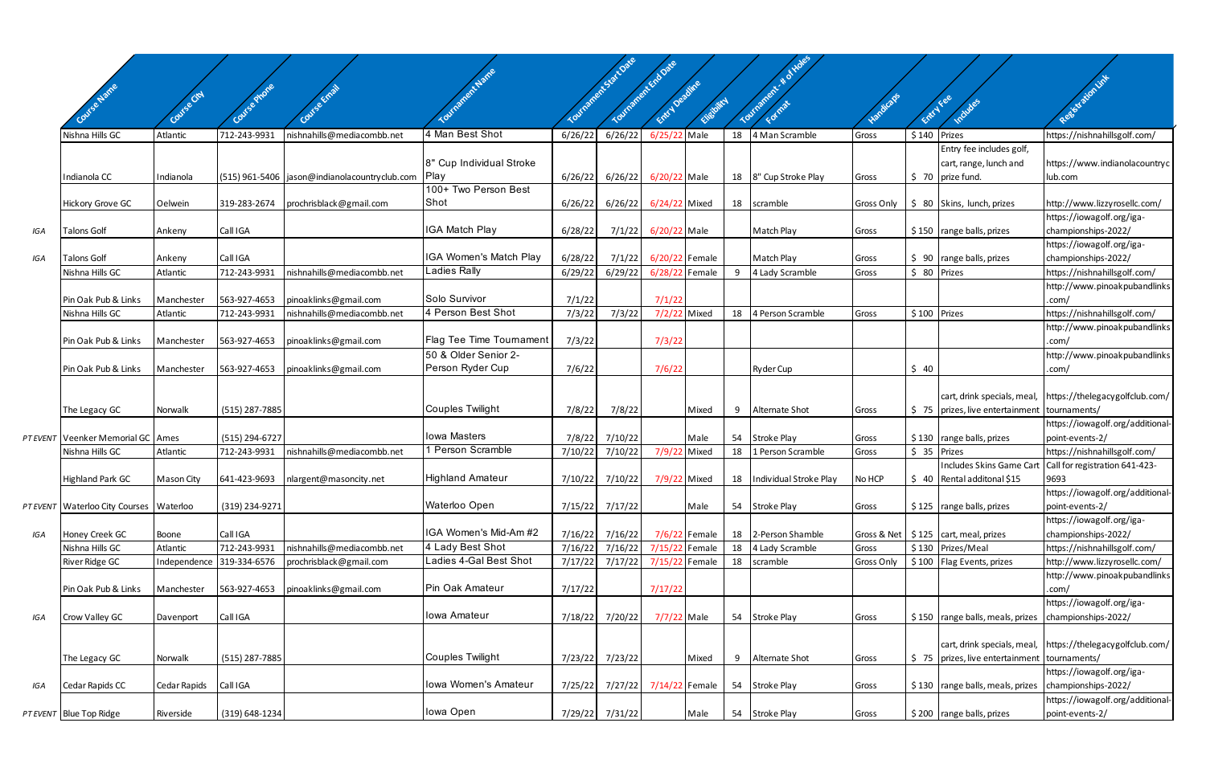| | Course Name | Course City | Course Phone | Course Email | Tournament Name | Tournament Start Date | Tournament End Date | Entry Deadline | Eligibility | Tournament - # of Holes | Format | Handicaps | Entry Fee | Includes | Registration Link |
|---|---|---|---|---|---|---|---|---|---|---|---|---|---|---|---|
| | Nishna Hills GC | Atlantic | 712-243-9931 | nishnahills@mediacombb.net | 4 Man Best Shot | 6/26/22 | 6/26/22 | 6/25/22 | Male | 18 | 4 Man Scramble | Gross | $ 140 | Prizes | https://nishnahillsgolf.com/ |
| | Indianola CC | Indianola | (515) 961-5406 | jason@indianolacountryclub.com | 8" Cup Individual Stroke Play | 6/26/22 | 6/26/22 | 6/20/22 | Male | 18 | 8" Cup Stroke Play | Gross | $ 70 | Entry fee includes golf, cart, range, lunch and prize fund. | https://www.indianolacountryclub.com |
| | Hickory Grove GC | Oelwein | 319-283-2674 | prochrisblack@gmail.com | 100+ Two Person Best Shot | 6/26/22 | 6/26/22 | 6/24/22 | Mixed | 18 | scramble | Gross Only | $ 80 | Skins, lunch, prizes | http://www.lizzyrosellc.com/ |
| IGA | Talons Golf | Ankeny | Call IGA | | IGA Match Play | 6/28/22 | 7/1/22 | 6/20/22 | Male | | Match Play | Gross | $ 150 | range balls, prizes | https://iowagolf.org/iga-championships-2022/ |
| IGA | Talons Golf | Ankeny | Call IGA | | IGA Women's Match Play | 6/28/22 | 7/1/22 | 6/20/22 | Female | | Match Play | Gross | $ 90 | range balls, prizes | https://iowagolf.org/iga-championships-2022/ |
| | Nishna Hills GC | Atlantic | 712-243-9931 | nishnahills@mediacombb.net | Ladies Rally | 6/29/22 | 6/29/22 | 6/28/22 | Female | 9 | 4 Lady Scramble | Gross | $ 80 | Prizes | https://nishnahillsgolf.com/ |
| | Pin Oak Pub & Links | Manchester | 563-927-4653 | pinoaklinks@gmail.com | Solo Survivor | 7/1/22 | | 7/1/22 | | | | | | | http://www.pinoakpubandlinks.com/ |
| | Nishna Hills GC | Atlantic | 712-243-9931 | nishnahills@mediacombb.net | 4 Person Best Shot | 7/3/22 | 7/3/22 | 7/2/22 | Mixed | 18 | 4 Person Scramble | Gross | $ 100 | Prizes | https://nishnahillsgolf.com/ |
| | Pin Oak Pub & Links | Manchester | 563-927-4653 | pinoaklinks@gmail.com | Flag Tee Time Tournament | 7/3/22 | | 7/3/22 | | | | | | | http://www.pinoakpubandlinks.com/ |
| | Pin Oak Pub & Links | Manchester | 563-927-4653 | pinoaklinks@gmail.com | 50 & Older Senior 2-Person Ryder Cup | 7/6/22 | | 7/6/22 | | | Ryder Cup | | $ 40 | | http://www.pinoakpubandlinks.com/ |
| | The Legacy GC | Norwalk | (515) 287-7885 | | Couples Twilight | 7/8/22 | 7/8/22 | | Mixed | 9 | Alternate Shot | Gross | $ 75 | cart, drink specials, meal, prizes, live entertainment | https://thelegacygolfclub.com/tournaments/ |
| PT EVENT | Veenker Memorial GC | Ames | (515) 294-6727 | | Iowa Masters | 7/8/22 | 7/10/22 | | Male | 54 | Stroke Play | Gross | $ 130 | range balls, prizes | https://iowagolf.org/additional-point-events-2/ |
| | Nishna Hills GC | Atlantic | 712-243-9931 | nishnahills@mediacombb.net | 1 Person Scramble | 7/10/22 | 7/10/22 | 7/9/22 | Mixed | 18 | 1 Person Scramble | Gross | $ 35 | Prizes | https://nishnahillsgolf.com/ |
| | Highland Park GC | Mason City | 641-423-9693 | nlargent@masoncity.net | Highland Amateur | 7/10/22 | 7/10/22 | 7/9/22 | Mixed | 18 | Individual Stroke Play | No HCP | $ 40 | Includes Skins Game Cart Rental additonal $15 | Call for registration 641-423-9693 |
| PT EVENT | Waterloo City Courses | Waterloo | (319) 234-9271 | | Waterloo Open | 7/15/22 | 7/17/22 | | Male | 54 | Stroke Play | Gross | $ 125 | range balls, prizes | https://iowagolf.org/additional-point-events-2/ |
| IGA | Honey Creek GC | Boone | Call IGA | | IGA Women's Mid-Am #2 | 7/16/22 | 7/16/22 | 7/6/22 | Female | 18 | 2-Person Shamble | Gross & Net | $ 125 | cart, meal, prizes | https://iowagolf.org/iga-championships-2022/ |
| | Nishna Hills GC | Atlantic | 712-243-9931 | nishnahills@mediacombb.net | 4 Lady Best Shot | 7/16/22 | 7/16/22 | 7/15/22 | Female | 18 | 4 Lady Scramble | Gross | $ 130 | Prizes/Meal | https://nishnahillsgolf.com/ |
| | River Ridge GC | Independence | 319-334-6576 | prochrisblack@gmail.com | Ladies 4-Gal Best Shot | 7/17/22 | 7/17/22 | 7/15/22 | Female | 18 | scramble | Gross Only | $ 100 | Flag Events, prizes | http://www.lizzyrosellc.com/ |
| | Pin Oak Pub & Links | Manchester | 563-927-4653 | pinoaklinks@gmail.com | Pin Oak Amateur | 7/17/22 | | 7/17/22 | | | | | | | http://www.pinoakpubandlinks.com/ |
| IGA | Crow Valley GC | Davenport | Call IGA | | Iowa Amateur | 7/18/22 | 7/20/22 | 7/7/22 | Male | 54 | Stroke Play | Gross | $ 150 | range balls, meals, prizes | https://iowagolf.org/iga-championships-2022/ |
| | The Legacy GC | Norwalk | (515) 287-7885 | | Couples Twilight | 7/23/22 | 7/23/22 | | Mixed | 9 | Alternate Shot | Gross | $ 75 | cart, drink specials, meal, prizes, live entertainment | https://thelegacygolfclub.com/tournaments/ |
| IGA | Cedar Rapids CC | Cedar Rapids | Call IGA | | Iowa Women's Amateur | 7/25/22 | 7/27/22 | 7/14/22 | Female | 54 | Stroke Play | Gross | $ 130 | range balls, meals, prizes | https://iowagolf.org/iga-championships-2022/ |
| PT EVENT | Blue Top Ridge | Riverside | (319) 648-1234 | | Iowa Open | 7/29/22 | 7/31/22 | | Male | 54 | Stroke Play | Gross | $ 200 | range balls, prizes | https://iowagolf.org/additional-point-events-2/ |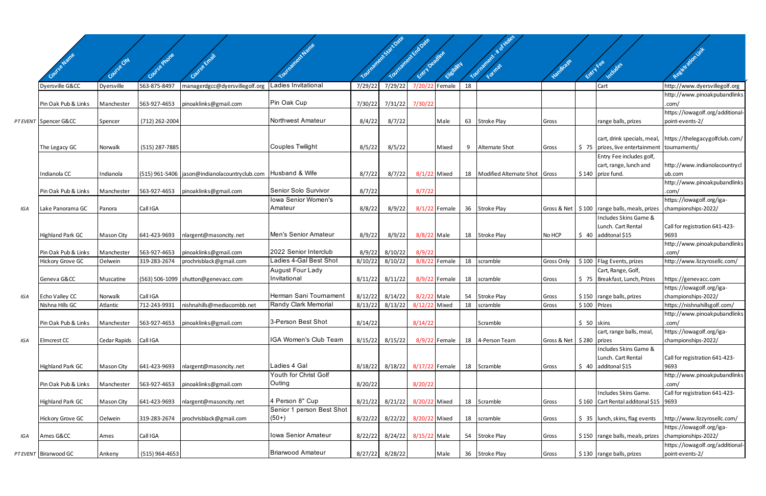| | Course Name | Course City | Course Phone | Course Email | Tournament Name | Tournament Start Date | Tournament End Date | Entry Deadline | Eligibility | Tournament - # of Holes | Format | Handicaps | Entry Fee | Includes | Registration Link |
|---|---|---|---|---|---|---|---|---|---|---|---|---|---|---|---|
| | Dyersville G&CC | Dyersville | 563-875-8497 | managerdgcc@dyersvillegolf.org | Ladies Invitational | 7/29/22 | 7/29/22 | 7/20/22 | Female | 18 | | | | Cart | http://www.dyersvillegolf.org |
| | Pin Oak Pub & Links | Manchester | 563-927-4653 | pinoaklinks@gmail.com | Pin Oak Cup | 7/30/22 | 7/31/22 | 7/30/22 | | | | | | | http://www.pinoakpubandlinks.com/ |
| PT EVENT | Spencer G&CC | Spencer | (712) 262-2004 | | Northwest Amateur | 8/4/22 | 8/7/22 | | Male | 63 | Stroke Play | Gross | | range balls, prizes | https://iowagolf.org/additional-point-events-2/ |
| | The Legacy GC | Norwalk | (515) 287-7885 | | Couples Twilight | 8/5/22 | 8/5/22 | | Mixed | 9 | Alternate Shot | Gross | $ 75 | cart, drink specials, meal, prizes, live entertainment | https://thelegacygolfclub.com/tournaments/ |
| | Indianola CC | Indianola | (515) 961-5406 | jason@indianolacountryclub.com | Husband & Wife | 8/7/22 | 8/7/22 | 8/1/22 | Mixed | 18 | Modified Alternate Shot | Gross | $ 140 | Entry Fee includes golf, cart, range, lunch and prize fund. | http://www.indianolacountryclub.com |
| | Pin Oak Pub & Links | Manchester | 563-927-4653 | pinoaklinks@gmail.com | Senior Solo Survivor | 8/7/22 | | 8/7/22 | | | | | | | http://www.pinoakpubandlinks.com/ |
| IGA | Lake Panorama GC | Panora | Call IGA | | Iowa Senior Women's Amateur | 8/8/22 | 8/9/22 | 8/1/22 | Female | 36 | Stroke Play | Gross & Net | $ 100 | range balls, meals, prizes | https://iowagolf.org/iga-championships-2022/ |
| | Highland Park GC | Mason City | 641-423-9693 | nlargent@masoncity.net | Men's Senior Amateur | 8/9/22 | 8/9/22 | 8/8/22 | Male | 18 | Stroke Play | No HCP | $ 40 | Includes Skins Game & Lunch. Cart Rental additonal $15 | Call for registration 641-423-9693 |
| | Pin Oak Pub & Links | Manchester | 563-927-4653 | pinoaklinks@gmail.com | 2022 Senior Interclub | 8/9/22 | 8/10/22 | 8/9/22 | | | | | | | http://www.pinoakpubandlinks.com/ |
| | Hickory Grove GC | Oelwein | 319-283-2674 | prochrisblack@gmail.com | Ladies 4-Gal Best Shot | 8/10/22 | 8/10/22 | 8/8/22 | Female | 18 | scramble | Gross Only | $ 100 | Flag Events, prizes | http://www.lizzyrosellc.com/ |
| | Geneva G&CC | Muscatine | (563) 506-1099 | shutton@genevacc.com | August Four Lady Invitational | 8/11/22 | 8/11/22 | 8/9/22 | Female | 18 | scramble | Gross | $ 75 | Cart, Range, Golf, Breakfast, Lunch, Prizes | https://genevacc.com |
| IGA | Echo Valley CC | Norwalk | Call IGA | | Herman Sani Tournament | 8/12/22 | 8/14/22 | 8/2/22 | Male | 54 | Stroke Play | Gross | $ 150 | range balls, prizes | https://iowagolf.org/iga-championships-2022/ |
| | Nishna Hills GC | Atlantic | 712-243-9931 | nishnahills@mediacombb.net | Randy Clark Memorial | 8/13/22 | 8/13/22 | 8/12/22 | Mixed | 18 | scramble | Gross | $ 100 | Prizes | https://nishnahillsgolf.com/ |
| | Pin Oak Pub & Links | Manchester | 563-927-4653 | pinoaklinks@gmail.com | 3-Person Best Shot | 8/14/22 | | 8/14/22 | | | Scramble | | $ 50 | skins | http://www.pinoakpubandlinks.com/ |
| IGA | Elmcrest CC | Cedar Rapids | Call IGA | | IGA Women's Club Team | 8/15/22 | 8/15/22 | 8/9/22 | Female | 18 | 4-Person Team | Gross & Net | $ 280 | cart, range balls, meal, prizes | https://iowagolf.org/iga-championships-2022/ |
| | Highland Park GC | Mason City | 641-423-9693 | nlargent@masoncity.net | Ladies 4 Gal | 8/18/22 | 8/18/22 | 8/17/22 | Female | 18 | Scramble | Gross | $ 40 | Includes Skins Game & Lunch. Cart Rental additonal $15 | Call for registration 641-423-9693 |
| | Pin Oak Pub & Links | Manchester | 563-927-4653 | pinoaklinks@gmail.com | Youth for Christ Golf Outing | 8/20/22 | | 8/20/22 | | | | | | | http://www.pinoakpubandlinks.com/ |
| | Highland Park GC | Mason City | 641-423-9693 | nlargent@masoncity.net | 4 Person 8" Cup | 8/21/22 | 8/21/22 | 8/20/22 | Mixed | 18 | Scramble | Gross | $ 160 | Includes Skins Game. Cart Rental additonal $15 | Call for registration 641-423-9693 |
| | Hickory Grove GC | Oelwein | 319-283-2674 | prochrisblack@gmail.com | Senior 1 person Best Shot (50+) | 8/22/22 | 8/22/22 | 8/20/22 | Mixed | 18 | scramble | Gross | $ 35 | lunch, skins, flag events | http://www.lizzyrosellc.com/ |
| IGA | Ames G&CC | Ames | Call IGA | | Iowa Senior Amateur | 8/22/22 | 8/24/22 | 8/15/22 | Male | 54 | Stroke Play | Gross | $ 150 | range balls, meals, prizes | https://iowagolf.org/iga-championships-2022/ |
| PT EVENT | Birarwood GC | Ankeny | (515) 964-4653 | | Briarwood Amateur | 8/27/22 | 8/28/22 | | Male | 36 | Stroke Play | Gross | $ 130 | range balls, prizes | https://iowagolf.org/additional-point-events-2/ |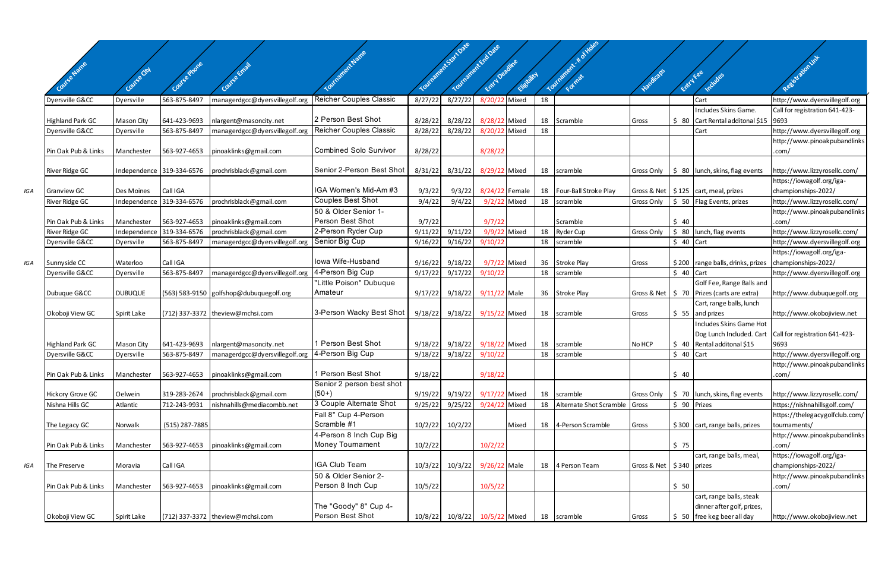| | Course Name | Course City | Course Phone | Course Email | Tournament Name | Tournament Start Date | Tournament End Date | Entry Deadline | Eligibility | Tournament - # of Holes | Format | Handicaps | Entry Fee | Includes | Registration Link |
|---|---|---|---|---|---|---|---|---|---|---|---|---|---|---|---|
| | Dyersville G&CC | Dyersville | 563-875-8497 | managergdcc@dyersvillegolf.org | Reicher Couples Classic | 8/27/22 | 8/27/22 | 8/20/22 | Mixed | 18 | | | | Cart | http://www.dyersvillegolf.org |
| | Highland Park GC | Mason City | 641-423-9693 | nlargent@masoncity.net | 2 Person Best Shot | 8/28/22 | 8/28/22 | 8/28/22 | Mixed | 18 | Scramble | Gross | $ 80 | Includes Skins Game. Cart Rental additonal $15 | Call for registration 641-423-9693 |
| | Dyersville G&CC | Dyersville | 563-875-8497 | managergdcc@dyersvillegolf.org | Reicher Couples Classic | 8/28/22 | 8/28/22 | 8/20/22 | Mixed | 18 | | | | Cart | http://www.dyersvillegolf.org |
| | Pin Oak Pub & Links | Manchester | 563-927-4653 | pinoaklinks@gmail.com | Combined Solo Survivor | 8/28/22 | | 8/28/22 | | | | | | | http://www.pinoakpubandlinks.com/ |
| | River Ridge GC | Independence | 319-334-6576 | prochrisblack@gmail.com | Senior 2-Person Best Shot | 8/31/22 | 8/31/22 | 8/29/22 | Mixed | 18 | scramble | Gross Only | $ 80 | lunch, skins, flag events | http://www.lizzyrosellc.com/ |
| IGA | Granview GC | Des Moines | Call IGA | | IGA Women's Mid-Am #3 | 9/3/22 | 9/3/22 | 8/24/22 | Female | 18 | Four-Ball Stroke Play | Gross & Net | $ 125 | cart, meal, prizes | https://iowagolf.org/iga-championships-2022/ |
| | River Ridge GC | Independence | 319-334-6576 | prochrisblack@gmail.com | Couples Best Shot | 9/4/22 | 9/4/22 | 9/2/22 | Mixed | 18 | scramble | Gross Only | $ 50 | Flag Events, prizes | http://www.lizzyrosellc.com/ |
| | Pin Oak Pub & Links | Manchester | 563-927-4653 | pinoaklinks@gmail.com | 50 & Older Senior 1-Person Best Shot | 9/7/22 | | 9/7/22 | | | Scramble | | $ 40 | | http://www.pinoakpubandlinks.com/ |
| | River Ridge GC | Independence | 319-334-6576 | prochrisblack@gmail.com | 2-Person Ryder Cup | 9/11/22 | 9/11/22 | 9/9/22 | Mixed | 18 | Ryder Cup | Gross Only | $ 80 | lunch, flag events | http://www.lizzyrosellc.com/ |
| | Dyersville G&CC | Dyersville | 563-875-8497 | managergdcc@dyersvillegolf.org | Senior Big Cup | 9/16/22 | 9/16/22 | 9/10/22 | | 18 | scramble | | $ 40 | Cart | http://www.dyersvillegolf.org |
| IGA | Sunnyside CC | Waterloo | Call IGA | | Iowa Wife-Husband | 9/16/22 | 9/18/22 | 9/7/22 | Mixed | 36 | Stroke Play | Gross | $ 200 | range balls, drinks, prizes | https://iowagolf.org/iga-championships-2022/ |
| | Dyersville G&CC | Dyersville | 563-875-8497 | managergdcc@dyersvillegolf.org | 4-Person Big Cup | 9/17/22 | 9/17/22 | 9/10/22 | | 18 | scramble | | $ 40 | Cart | http://www.dyersvillegolf.org |
| | Dubuque G&CC | DUBUQUE | (563) 583-9150 | golfshop@dubuquegolf.org | "Little Poison" Dubuque Amateur | 9/17/22 | 9/18/22 | 9/11/22 | Male | 36 | Stroke Play | Gross & Net | $ 70 | Golf Fee, Range Balls and Prizes (carts are extra) | http://www.dubuquegolf.org |
| | Okoboji View GC | Spirit Lake | (712) 337-3372 | theview@mchsi.com | 3-Person Wacky Best Shot | 9/18/22 | 9/18/22 | 9/15/22 | Mixed | 18 | scramble | Gross | $ 55 | Cart, range balls, lunch and prizes | http://www.okobojiview.net |
| | Highland Park GC | Mason City | 641-423-9693 | nlargent@masoncity.net | 1 Person Best Shot | 9/18/22 | 9/18/22 | 9/18/22 | Mixed | 18 | scramble | No HCP | $ 40 | Includes Skins Game Hot Dog Lunch Included. Cart Rental additonal $15 | Call for registration 641-423-9693 |
| | Dyersville G&CC | Dyersville | 563-875-8497 | managergdcc@dyersvillegolf.org | 4-Person Big Cup | 9/18/22 | 9/18/22 | 9/10/22 | | 18 | scramble | | $ 40 | Cart | http://www.dyersvillegolf.org |
| | Pin Oak Pub & Links | Manchester | 563-927-4653 | pinoaklinks@gmail.com | 1 Person Best Shot | 9/18/22 | | 9/18/22 | | | | | $ 40 | | http://www.pinoakpubandlinks.com/ |
| | Hickory Grove GC | Oelwein | 319-283-2674 | prochrisblack@gmail.com | Senior 2 person best shot (50+) | 9/19/22 | 9/19/22 | 9/17/22 | Mixed | 18 | scramble | Gross Only | $ 70 | lunch, skins, flag events | http://www.lizzyrosellc.com/ |
| | Nishna Hills GC | Atlantic | 712-243-9931 | nishnahills@mediacombb.net | 3 Couple Alternate Shot | 9/25/22 | 9/25/22 | 9/24/22 | Mixed | 18 | Alternate Shot Scramble | Gross | $ 90 | Prizes | https://nishnahillsgolf.com/ |
| | The Legacy GC | Norwalk | (515) 287-7885 | | Fall 8" Cup 4-Person Scramble #1 | 10/2/22 | 10/2/22 | | Mixed | 18 | 4-Person Scramble | Gross | $ 300 | cart, range balls, prizes | https://thelegacygolfclub.com/tournaments/ |
| | Pin Oak Pub & Links | Manchester | 563-927-4653 | pinoaklinks@gmail.com | 4-Person 8 Inch Cup Big Money Tournament | 10/2/22 | | 10/2/22 | | | | | $ 75 | | http://www.pinoakpubandlinks.com/ |
| IGA | The Preserve | Moravia | Call IGA | | IGA Club Team | 10/3/22 | 10/3/22 | 9/26/22 | Male | 18 | 4 Person Team | Gross & Net | $ 340 | cart, range balls, meal, prizes | https://iowagolf.org/iga-championships-2022/ |
| | Pin Oak Pub & Links | Manchester | 563-927-4653 | pinoaklinks@gmail.com | 50 & Older Senior 2-Person 8 Inch Cup | 10/5/22 | | 10/5/22 | | | | | $ 50 | | http://www.pinoakpubandlinks.com/ |
| | Okoboji View GC | Spirit Lake | (712) 337-3372 | theview@mchsi.com | The "Goody" 8" Cup 4-Person Best Shot | 10/8/22 | 10/8/22 | 10/5/22 | Mixed | 18 | scramble | Gross | $ 50 | cart, range balls, steak dinner after golf, prizes, free keg beer all day | http://www.okobojiview.net |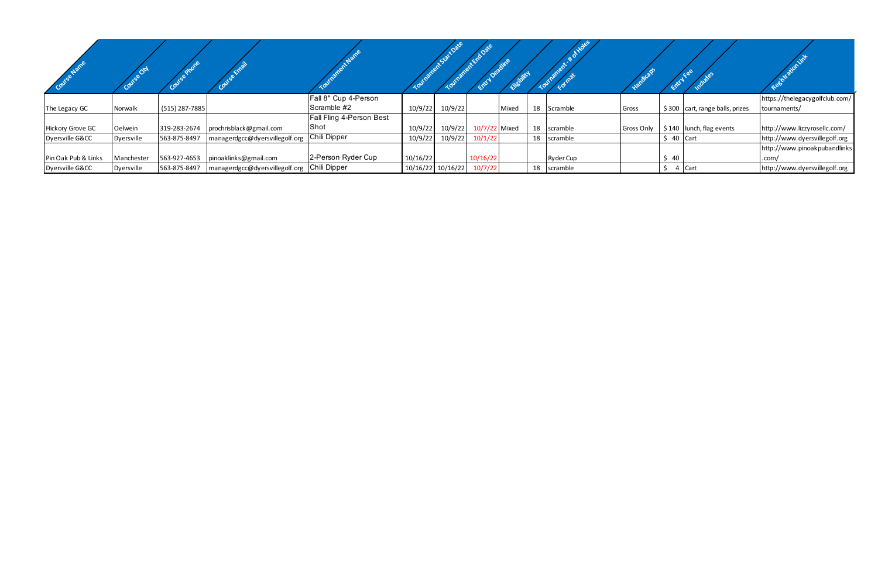| Course Name | Course City | Course Phone | Course Email | Tournament Name | Tournament Start Date | Tournament End Date | Entry Deadline | Eligibility | Tournament - # of Holes | Format | Handicaps | Entry Fee | Includes | Registration Link |
|---|---|---|---|---|---|---|---|---|---|---|---|---|---|---|
| The Legacy GC | Norwalk | (515) 287-7885 | | Fall 8" Cup 4-Person Scramble #2 | 10/9/22 | 10/9/22 | | Mixed | 18 | Scramble | Gross | $ 300 | cart, range balls, prizes | https://thelegacygolfclub.com/tournaments/ |
| Hickory Grove GC | Oelwein | 319-283-2674 | prochrisblack@gmail.com | Fall Fling 4-Person Best Shot | 10/9/22 | 10/9/22 | 10/7/22 | Mixed | 18 | scramble | Gross Only | $ 140 | lunch, flag events | http://www.lizzyrosellc.com/ |
| Dyersville G&CC | Dyersville | 563-875-8497 | managerdgcc@dyersvillegolf.org | Chili Dipper | 10/9/22 | 10/9/22 | 10/1/22 | | 18 | scramble | | $ 40 | Cart | http://www.dyersvillegolf.org |
| Pin Oak Pub & Links | Manchester | 563-927-4653 | pinoaklinks@gmail.com | 2-Person Ryder Cup | 10/16/22 | | 10/16/22 | | | Ryder Cup | | $ 40 | | http://www.pinoakpubandlinks.com/ |
| Dyersville G&CC | Dyersville | 563-875-8497 | managerdgcc@dyersvillegolf.org | Chili Dipper | 10/16/22 | 10/16/22 | 10/7/22 | | 18 | scramble | | $ 4 | Cart | http://www.dyersvillegolf.org |